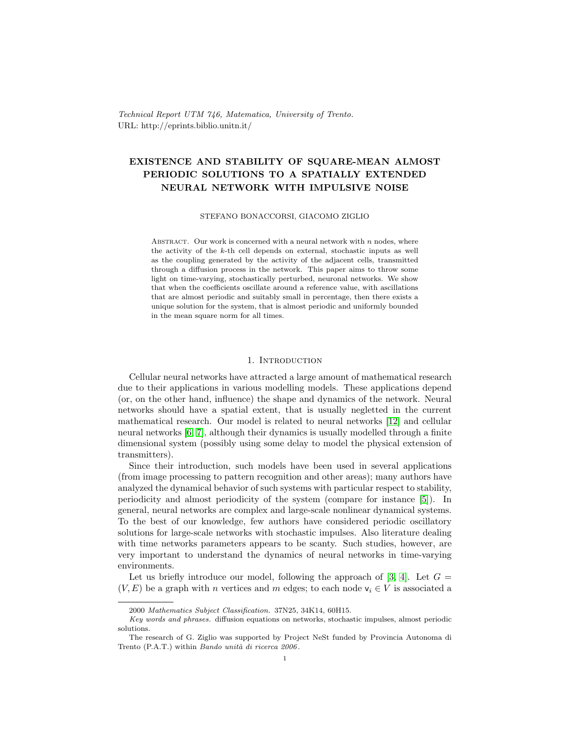*Technical Report UTM 746, Matematica, University of Trento.*
URL: http://eprints.biblio.unitn.it/

# EXISTENCE AND STABILITY OF SQUARE-MEAN ALMOST PERIODIC SOLUTIONS TO A SPATIALLY EXTENDED NEURAL NETWORK WITH IMPULSIVE NOISE

STEFANO BONACCORSI, GIACOMO ZIGLIO

Abstract. Our work is concerned with a neural network with $n$ nodes, where the activity of the $k$-th cell depends on external, stochastic inputs as well as the coupling generated by the activity of the adjacent cells, transmitted through a diffusion process in the network. This paper aims to throw some light on time-varying, stochastically perturbed, neuronal networks. We show that when the coefficients oscillate around a reference value, with ascillations that are almost periodic and suitably small in percentage, then there exists a unique solution for the system, that is almost periodic and uniformly bounded in the mean square norm for all times.

## 1. Introduction

Cellular neural networks have attracted a large amount of mathematical research due to their applications in various modelling models. These applications depend (or, on the other hand, influence) the shape and dynamics of the network. Neural networks should have a spatial extent, that is usually negletted in the current mathematical research. Our model is related to neural networks [12] and cellular neural networks [6, 7], although their dynamics is usually modelled through a finite dimensional system (possibly using some delay to model the physical extension of transmitters).

Since their introduction, such models have been used in several applications (from image processing to pattern recognition and other areas); many authors have analyzed the dynamical behavior of such systems with particular respect to stability, periodicity and almost periodicity of the system (compare for instance [5]). In general, neural networks are complex and large-scale nonlinear dynamical systems. To the best of our knowledge, few authors have considered periodic oscillatory solutions for large-scale networks with stochastic impulses. Also literature dealing with time networks parameters appears to be scanty. Such studies, however, are very important to understand the dynamics of neural networks in time-varying environments.

Let us briefly introduce our model, following the approach of [3, 4]. Let $G = (V, E)$ be a graph with $n$ vertices and $m$ edges; to each node $\mathsf{v}_i \in V$ is associated a

2000 *Mathematics Subject Classification.* 37N25, 34K14, 60H15.

*Key words and phrases.* diffusion equations on networks, stochastic impulses, almost periodic solutions.

The research of G. Ziglio was supported by Project NeSt funded by Provincia Autonoma di Trento (P.A.T.) within *Bando unità di ricerca 2006*.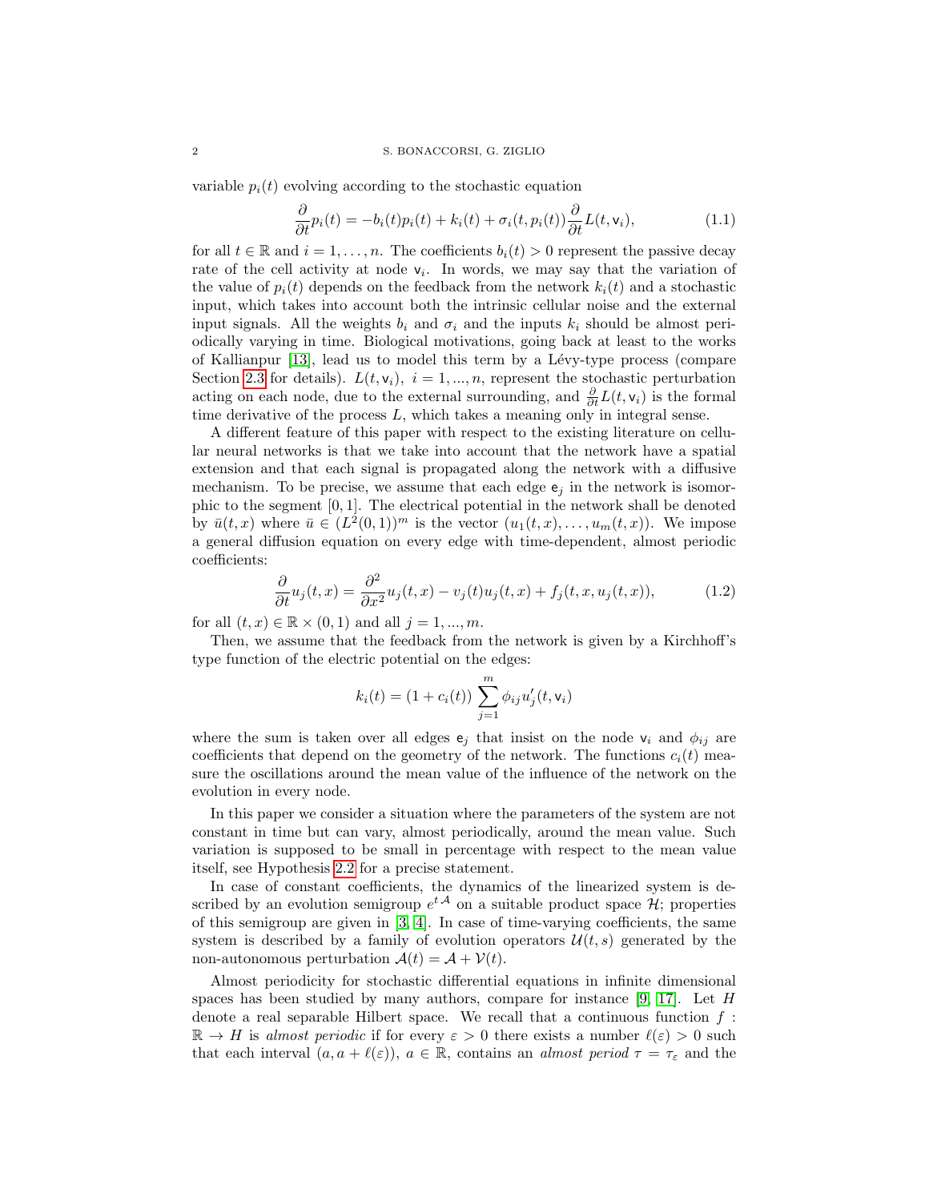variable $p_i(t)$ evolving according to the stochastic equation

$$\frac{\partial}{\partial t} p_i(t) = -b_i(t) p_i(t) + k_i(t) + \sigma_i(t, p_i(t)) \frac{\partial}{\partial t} L(t, \mathsf{v}_i), \tag{1.1}$$

for all $t \in \mathbb{R}$ and $i = 1, \dots, n$. The coefficients $b_i(t) > 0$ represent the passive decay rate of the cell activity at node $\mathsf{v}_i$. In words, we may say that the variation of the value of $p_i(t)$ depends on the feedback from the network $k_i(t)$ and a stochastic input, which takes into account both the intrinsic cellular noise and the external input signals. All the weights $b_i$ and $\sigma_i$ and the inputs $k_i$ should be almost periodically varying in time. Biological motivations, going back at least to the works of Kallianpur [13], lead us to model this term by a Lévy-type process (compare Section 2.3 for details). $L(t, \mathsf{v}_i)$, $i = 1, ..., n$, represent the stochastic perturbation acting on each node, due to the external surrounding, and $\frac{\partial}{\partial t} L(t, \mathsf{v}_i)$ is the formal time derivative of the process $L$, which takes a meaning only in integral sense.

A different feature of this paper with respect to the existing literature on cellular neural networks is that we take into account that the network have a spatial extension and that each signal is propagated along the network with a diffusive mechanism. To be precise, we assume that each edge $\mathsf{e}_j$ in the network is isomorphic to the segment $[0, 1]$. The electrical potential in the network shall be denoted by $\bar{u}(t, x)$ where $\bar{u} \in (L^2(0, 1))^m$ is the vector $(u_1(t, x), \dots, u_m(t, x))$. We impose a general diffusion equation on every edge with time-dependent, almost periodic coefficients:

$$\frac{\partial}{\partial t} u_j(t, x) = \frac{\partial^2}{\partial x^2} u_j(t, x) - v_j(t) u_j(t, x) + f_j(t, x, u_j(t, x)), \tag{1.2}$$

for all $(t, x) \in \mathbb{R} \times (0, 1)$ and all $j = 1, ..., m$.

Then, we assume that the feedback from the network is given by a Kirchhoff's type function of the electric potential on the edges:

$$k_i(t) = (1 + c_i(t)) \sum_{j=1}^{m} \phi_{ij} u_j'(t, \mathsf{v}_i)$$

where the sum is taken over all edges $\mathsf{e}_j$ that insist on the node $\mathsf{v}_i$ and $\phi_{ij}$ are coefficients that depend on the geometry of the network. The functions $c_i(t)$ measure the oscillations around the mean value of the influence of the network on the evolution in every node.

In this paper we consider a situation where the parameters of the system are not constant in time but can vary, almost periodically, around the mean value. Such variation is supposed to be small in percentage with respect to the mean value itself, see Hypothesis 2.2 for a precise statement.

In case of constant coefficients, the dynamics of the linearized system is described by an evolution semigroup $e^{t\mathcal{A}}$ on a suitable product space $\mathcal{H}$; properties of this semigroup are given in [3, 4]. In case of time-varying coefficients, the same system is described by a family of evolution operators $\mathcal{U}(t, s)$ generated by the non-autonomous perturbation $\mathcal{A}(t) = \mathcal{A} + \mathcal{V}(t)$.

Almost periodicity for stochastic differential equations in infinite dimensional spaces has been studied by many authors, compare for instance [9, 17]. Let $H$ denote a real separable Hilbert space. We recall that a continuous function $f : \mathbb{R} \to H$ is *almost periodic* if for every $\varepsilon > 0$ there exists a number $\ell(\varepsilon) > 0$ such that each interval $(a, a + \ell(\varepsilon))$, $a \in \mathbb{R}$, contains an *almost period* $\tau = \tau_\varepsilon$ and the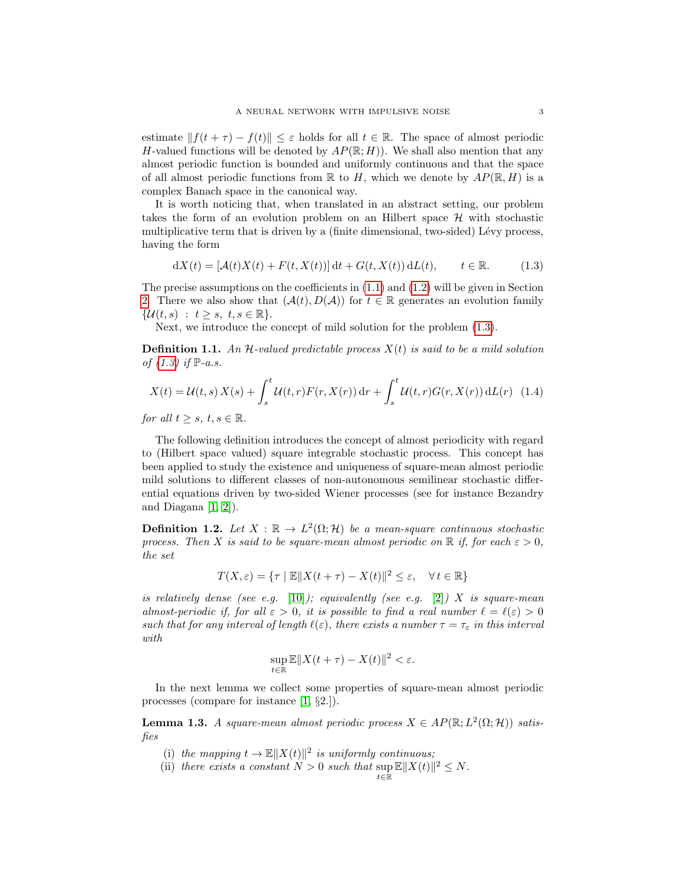estimate $\|f(t+\tau) - f(t)\| \leq \varepsilon$ holds for all $t \in \mathbb{R}$. The space of almost periodic $H$-valued functions will be denoted by $AP(\mathbb{R}; H)$). We shall also mention that any almost periodic function is bounded and uniformly continuous and that the space of all almost periodic functions from $\mathbb{R}$ to $H$, which we denote by $AP(\mathbb{R}, H)$ is a complex Banach space in the canonical way.

It is worth noticing that, when translated in an abstract setting, our problem takes the form of an evolution problem on an Hilbert space $\mathcal{H}$ with stochastic multiplicative term that is driven by a (finite dimensional, two-sided) Lévy process, having the form

$$\mathrm{d}X(t) = [\mathcal{A}(t)X(t) + F(t, X(t))]\,\mathrm{d}t + G(t, X(t))\,\mathrm{d}L(t), \qquad t \in \mathbb{R}. \tag{1.3}$$

The precise assumptions on the coefficients in (1.1) and (1.2) will be given in Section 2. There we also show that $(\mathcal{A}(t), D(\mathcal{A}))$ for $t \in \mathbb{R}$ generates an evolution family $\{\mathcal{U}(t,s) \;:\; t \geq s,\ t, s \in \mathbb{R}\}$.

Next, we introduce the concept of mild solution for the problem (1.3).

**Definition 1.1.** *An $\mathcal{H}$-valued predictable process $X(t)$ is said to be a mild solution of (1.3) if $\mathbb{P}$-a.s.*

$$X(t) = \mathcal{U}(t,s)\,X(s) + \int_s^t \mathcal{U}(t,r)F(r, X(r))\,\mathrm{d}r + \int_s^t \mathcal{U}(t,r)G(r, X(r))\,\mathrm{d}L(r) \tag{1.4}$$

*for all $t \geq s$, $t, s \in \mathbb{R}$.*

The following definition introduces the concept of almost periodicity with regard to (Hilbert space valued) square integrable stochastic process. This concept has been applied to study the existence and uniqueness of square-mean almost periodic mild solutions to different classes of non-autonomous semilinear stochastic differential equations driven by two-sided Wiener processes (see for instance Bezandry and Diagana [1, 2]).

**Definition 1.2.** *Let $X : \mathbb{R} \to L^2(\Omega; \mathcal{H})$ be a mean-square continuous stochastic process. Then $X$ is said to be square-mean almost periodic on $\mathbb{R}$ if, for each $\varepsilon > 0$, the set*

$$T(X, \varepsilon) = \{\tau \mid \mathbb{E}\|X(t+\tau) - X(t)\|^2 \leq \varepsilon, \quad \forall\, t \in \mathbb{R}\}$$

*is relatively dense (see e.g. [10]); equivalently (see e.g. [2]) $X$ is square-mean almost-periodic if, for all $\varepsilon > 0$, it is possible to find a real number $\ell = \ell(\varepsilon) > 0$ such that for any interval of length $\ell(\varepsilon)$, there exists a number $\tau = \tau_\varepsilon$ in this interval with*

$$\sup_{t \in \mathbb{R}} \mathbb{E}\|X(t+\tau) - X(t)\|^2 < \varepsilon.$$

In the next lemma we collect some properties of square-mean almost periodic processes (compare for instance [1, §2.]).

**Lemma 1.3.** *A square-mean almost periodic process $X \in AP(\mathbb{R}; L^2(\Omega; \mathcal{H}))$ satisfies*

- (i) *the mapping $t \to \mathbb{E}\|X(t)\|^2$ is uniformly continuous;*
- (ii) *there exists a constant $N > 0$ such that $\sup_{t \in \mathbb{R}} \mathbb{E}\|X(t)\|^2 \leq N$.*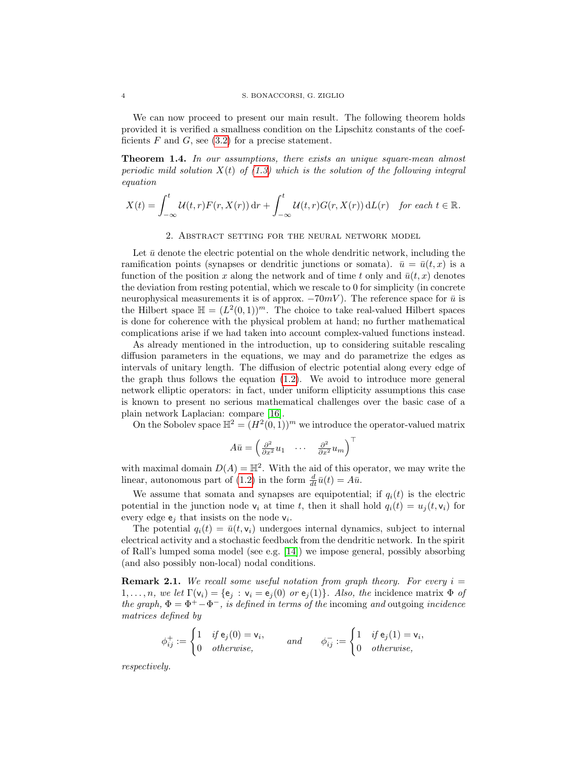We can now proceed to present our main result. The following theorem holds provided it is verified a smallness condition on the Lipschitz constants of the coefficients $F$ and $G$, see (3.2) for a precise statement.

**Theorem 1.4.** *In our assumptions, there exists an unique square-mean almost periodic mild solution $X(t)$ of (1.3) which is the solution of the following integral equation*

$$X(t) = \int_{-\infty}^{t} \mathcal{U}(t,r) F(r, X(r))\,\mathrm{d}r + \int_{-\infty}^{t} \mathcal{U}(t,r) G(r, X(r))\,\mathrm{d}L(r) \quad \textit{for each } t \in \mathbb{R}.$$

## 2. Abstract setting for the neural network model

Let $\bar{u}$ denote the electric potential on the whole dendritic network, including the ramification points (synapses or dendritic junctions or somata). $\bar{u} = \bar{u}(t,x)$ is a function of the position $x$ along the network and of time $t$ only and $\bar{u}(t,x)$ denotes the deviation from resting potential, which we rescale to 0 for simplicity (in concrete neurophysical measurements it is of approx. $-70mV$). The reference space for $\bar{u}$ is the Hilbert space $\mathbb{H} = (L^2(0,1))^m$. The choice to take real-valued Hilbert spaces is done for coherence with the physical problem at hand; no further mathematical complications arise if we had taken into account complex-valued functions instead.

As already mentioned in the introduction, up to considering suitable rescaling diffusion parameters in the equations, we may and do parametrize the edges as intervals of unitary length. The diffusion of electric potential along every edge of the graph thus follows the equation (1.2). We avoid to introduce more general network elliptic operators: in fact, under uniform ellipticity assumptions this case is known to present no serious mathematical challenges over the basic case of a plain network Laplacian: compare [16].

On the Sobolev space $\mathbb{H}^2 = (H^2(0,1))^m$ we introduce the operator-valued matrix

$$A\bar{u} = \begin{pmatrix} \frac{\partial^2}{\partial x^2} u_1 & \cdots & \frac{\partial^2}{\partial x^2} u_m \end{pmatrix}^\top$$

with maximal domain $D(A) = \mathbb{H}^2$. With the aid of this operator, we may write the linear, autonomous part of (1.2) in the form $\frac{d}{dt}\bar{u}(t) = A\bar{u}$.

We assume that somata and synapses are equipotential; if $q_i(t)$ is the electric potential in the junction node $\mathsf{v}_i$ at time $t$, then it shall hold $q_i(t) = u_j(t, \mathsf{v}_i)$ for every edge $\mathsf{e}_j$ that insists on the node $\mathsf{v}_i$.

The potential $q_i(t) = \bar{u}(t, \mathsf{v}_i)$ undergoes internal dynamics, subject to internal electrical activity and a stochastic feedback from the dendritic network. In the spirit of Rall's lumped soma model (see e.g. [14]) we impose general, possibly absorbing (and also possibly non-local) nodal conditions.

**Remark 2.1.** *We recall some useful notation from graph theory. For every $i = 1, \dots, n$, we let $\Gamma(\mathsf{v}_i) = \{\mathsf{e}_j : \mathsf{v}_i = \mathsf{e}_j(0) \text{ or } \mathsf{e}_j(1)\}$. Also, the* incidence matrix $\Phi$ *of the graph, $\Phi = \Phi^+ - \Phi^-$, is defined in terms of the* incoming *and* outgoing *incidence matrices defined by*

$$\phi^+_{ij} := \begin{cases} 1 & \textit{if } \mathsf{e}_j(0) = \mathsf{v}_i, \\ 0 & \textit{otherwise}, \end{cases} \qquad \textit{and} \qquad \phi^-_{ij} := \begin{cases} 1 & \textit{if } \mathsf{e}_j(1) = \mathsf{v}_i, \\ 0 & \textit{otherwise}, \end{cases}$$

*respectively.*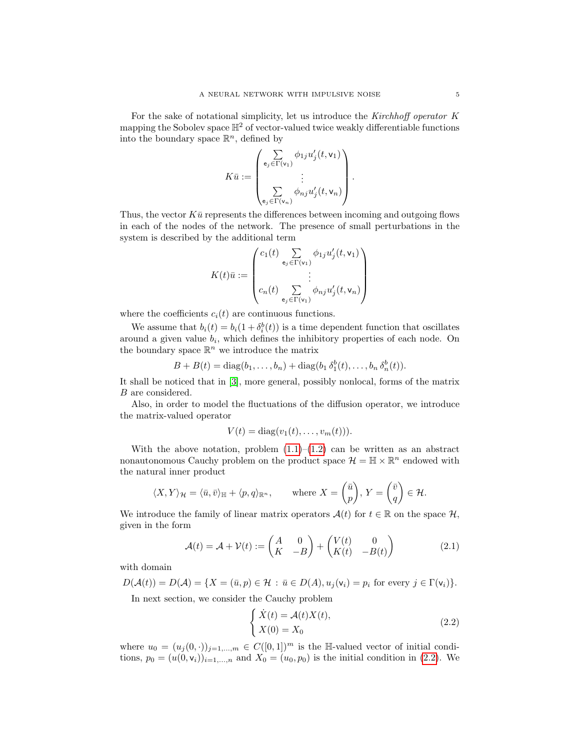For the sake of notational simplicity, let us introduce the *Kirchhoff operator* $K$ mapping the Sobolev space $\mathbb{H}^2$ of vector-valued twice weakly differentiable functions into the boundary space $\mathbb{R}^n$, defined by

$$
K\bar{u} := \begin{pmatrix} \sum_{\mathsf{e}_j \in \Gamma(\mathsf{v}_1)} \phi_{1j} u_j'(t, \mathsf{v}_1) \\ \vdots \\ \sum_{\mathsf{e}_j \in \Gamma(\mathsf{v}_n)} \phi_{nj} u_j'(t, \mathsf{v}_n) \end{pmatrix}.
$$

Thus, the vector $K\bar{u}$ represents the differences between incoming and outgoing flows in each of the nodes of the network. The presence of small perturbations in the system is described by the additional term

$$
K(t)\bar{u} := \begin{pmatrix} c_1(t) \sum_{\mathsf{e}_j \in \Gamma(\mathsf{v}_1)} \phi_{1j} u_j'(t, \mathsf{v}_1) \\ \vdots \\ c_n(t) \sum_{\mathsf{e}_j \in \Gamma(\mathsf{v}_1)} \phi_{nj} u_j'(t, \mathsf{v}_n) \end{pmatrix}
$$

where the coefficients $c_i(t)$ are continuous functions.

We assume that $b_i(t) = b_i(1 + \delta_i^b(t))$ is a time dependent function that oscillates around a given value $b_i$, which defines the inhibitory properties of each node. On the boundary space $\mathbb{R}^n$ we introduce the matrix

$$
B + B(t) = \operatorname{diag}(b_1, \dots, b_n) + \operatorname{diag}(b_1\, \delta_1^b(t), \dots, b_n\, \delta_n^b(t)).
$$

It shall be noticed that in [3], more general, possibly nonlocal, forms of the matrix $B$ are considered.

Also, in order to model the fluctuations of the diffusion operator, we introduce the matrix-valued operator

$$
V(t) = \operatorname{diag}(v_1(t), \dots, v_m(t))).
$$

With the above notation, problem (1.1)–(1.2) can be written as an abstract nonautonomous Cauchy problem on the product space $\mathcal{H} = \mathbb{H} \times \mathbb{R}^n$ endowed with the natural inner product

$$
\langle X, Y \rangle_{\mathcal{H}} = \langle \bar{u}, \bar{v} \rangle_{\mathbb{H}} + \langle p, q \rangle_{\mathbb{R}^n}, \qquad \text{where } X = \begin{pmatrix} \bar{u} \\ p \end{pmatrix},\, Y = \begin{pmatrix} \bar{v} \\ q \end{pmatrix} \in \mathcal{H}.
$$

We introduce the family of linear matrix operators $\mathcal{A}(t)$ for $t \in \mathbb{R}$ on the space $\mathcal{H}$, given in the form

$$
\mathcal{A}(t) = \mathcal{A} + \mathcal{V}(t) := \begin{pmatrix} A & 0 \\ K & -B \end{pmatrix} + \begin{pmatrix} V(t) & 0 \\ K(t) & -B(t) \end{pmatrix} \tag{2.1}
$$

with domain

$$
D(\mathcal{A}(t)) = D(\mathcal{A}) = \{X = (\bar{u}, p) \in \mathcal{H} \,:\, \bar{u} \in D(A), u_j(\mathsf{v}_i) = p_i \text{ for every } j \in \Gamma(\mathsf{v}_i)\}.
$$

In next section, we consider the Cauchy problem

$$
\begin{cases} \dot{X}(t) = \mathcal{A}(t) X(t), \\ X(0) = X_0 \end{cases} \tag{2.2}
$$

where $u_0 = (u_j(0, \cdot))_{j=1,\dots,m} \in C([0,1])^m$ is the $\mathbb{H}$-valued vector of initial conditions, $p_0 = (u(0, \mathsf{v}_i))_{i=1,\dots,n}$ and $X_0 = (u_0, p_0)$ is the initial condition in (2.2). We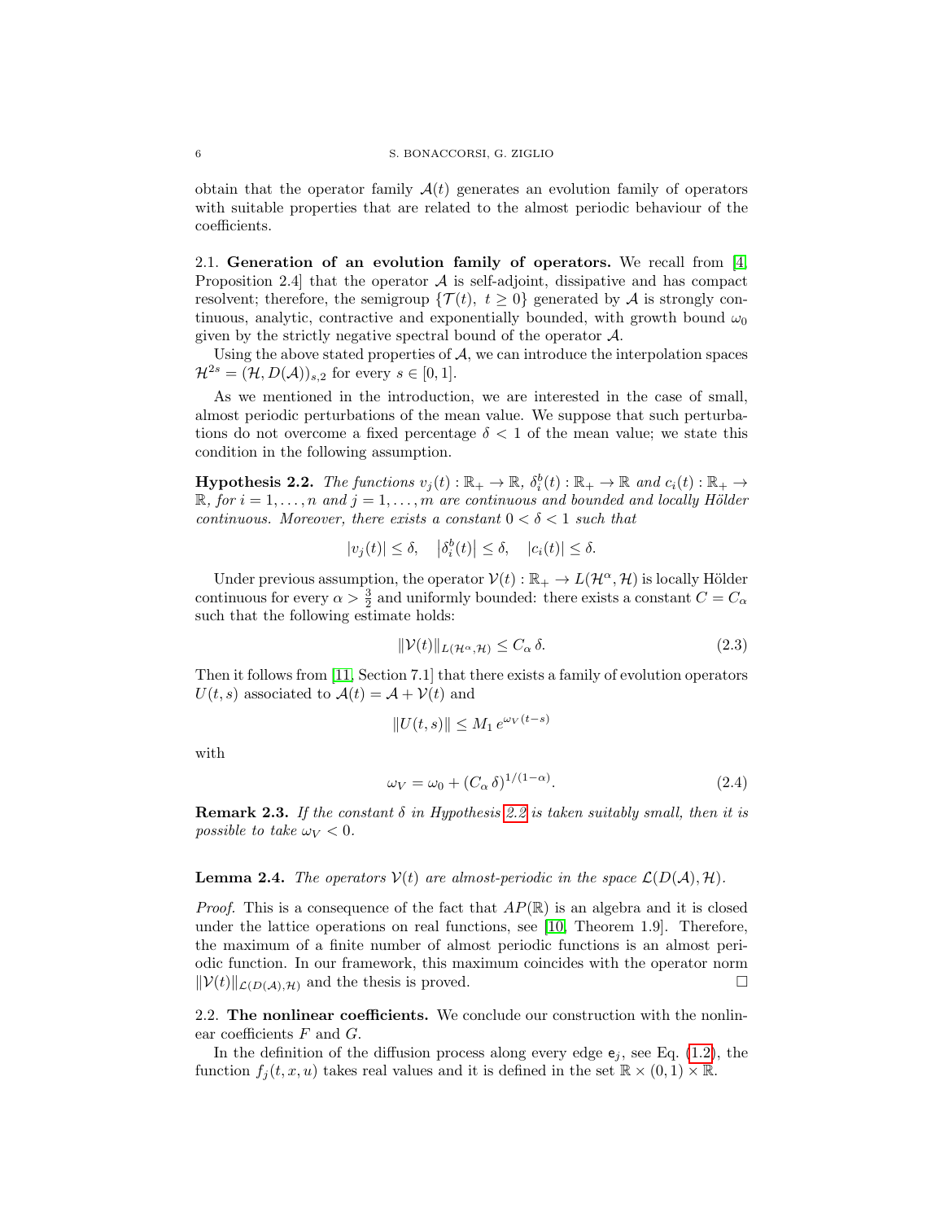obtain that the operator family $\mathcal{A}(t)$ generates an evolution family of operators with suitable properties that are related to the almost periodic behaviour of the coefficients.

### 2.1. Generation of an evolution family of operators.

We recall from [4, Proposition 2.4] that the operator $\mathcal{A}$ is self-adjoint, dissipative and has compact resolvent; therefore, the semigroup $\{\mathcal{T}(t),\ t \geq 0\}$ generated by $\mathcal{A}$ is strongly continuous, analytic, contractive and exponentially bounded, with growth bound $\omega_0$ given by the strictly negative spectral bound of the operator $\mathcal{A}$.

Using the above stated properties of $\mathcal{A}$, we can introduce the interpolation spaces $\mathcal{H}^{2s} = (\mathcal{H}, D(\mathcal{A}))_{s,2}$ for every $s \in [0,1]$.

As we mentioned in the introduction, we are interested in the case of small, almost periodic perturbations of the mean value. We suppose that such perturbations do not overcome a fixed percentage $\delta < 1$ of the mean value; we state this condition in the following assumption.

**Hypothesis 2.2.** *The functions $v_j(t) : \mathbb{R}_+ \to \mathbb{R}$, $\delta^b_i(t) : \mathbb{R}_+ \to \mathbb{R}$ and $c_i(t) : \mathbb{R}_+ \to \mathbb{R}$, for $i = 1, \dots, n$ and $j = 1, \dots, m$ are continuous and bounded and locally Hölder continuous. Moreover, there exists a constant $0 < \delta < 1$ such that*

$$|v_j(t)| \leq \delta, \quad \left|\delta^b_i(t)\right| \leq \delta, \quad |c_i(t)| \leq \delta.$$

Under previous assumption, the operator $\mathcal{V}(t) : \mathbb{R}_+ \to L(\mathcal{H}^\alpha, \mathcal{H})$ is locally Hölder continuous for every $\alpha > \frac{3}{2}$ and uniformly bounded: there exists a constant $C = C_\alpha$ such that the following estimate holds:

$$\|\mathcal{V}(t)\|_{L(\mathcal{H}^\alpha, \mathcal{H})} \leq C_\alpha\, \delta. \tag{2.3}$$

Then it follows from [11, Section 7.1] that there exists a family of evolution operators $U(t,s)$ associated to $\mathcal{A}(t) = \mathcal{A} + \mathcal{V}(t)$ and

$$\|U(t,s)\| \leq M_1\, e^{\omega_V (t-s)}$$

with

$$\omega_V = \omega_0 + (C_\alpha\, \delta)^{1/(1-\alpha)}. \tag{2.4}$$

**Remark 2.3.** *If the constant $\delta$ in Hypothesis 2.2 is taken suitably small, then it is possible to take $\omega_V < 0$.*

**Lemma 2.4.** *The operators $\mathcal{V}(t)$ are almost-periodic in the space $\mathcal{L}(D(\mathcal{A}), \mathcal{H})$.*

*Proof.* This is a consequence of the fact that $AP(\mathbb{R})$ is an algebra and it is closed under the lattice operations on real functions, see [10, Theorem 1.9]. Therefore, the maximum of a finite number of almost periodic functions is an almost periodic function. In our framework, this maximum coincides with the operator norm $\|\mathcal{V}(t)\|_{\mathcal{L}(D(\mathcal{A}),\mathcal{H})}$ and the thesis is proved. □

### 2.2. The nonlinear coefficients.

We conclude our construction with the nonlinear coefficients $F$ and $G$.

In the definition of the diffusion process along every edge $\mathsf{e}_j$, see Eq. (1.2), the function $f_j(t, x, u)$ takes real values and it is defined in the set $\mathbb{R} \times (0,1) \times \mathbb{R}$.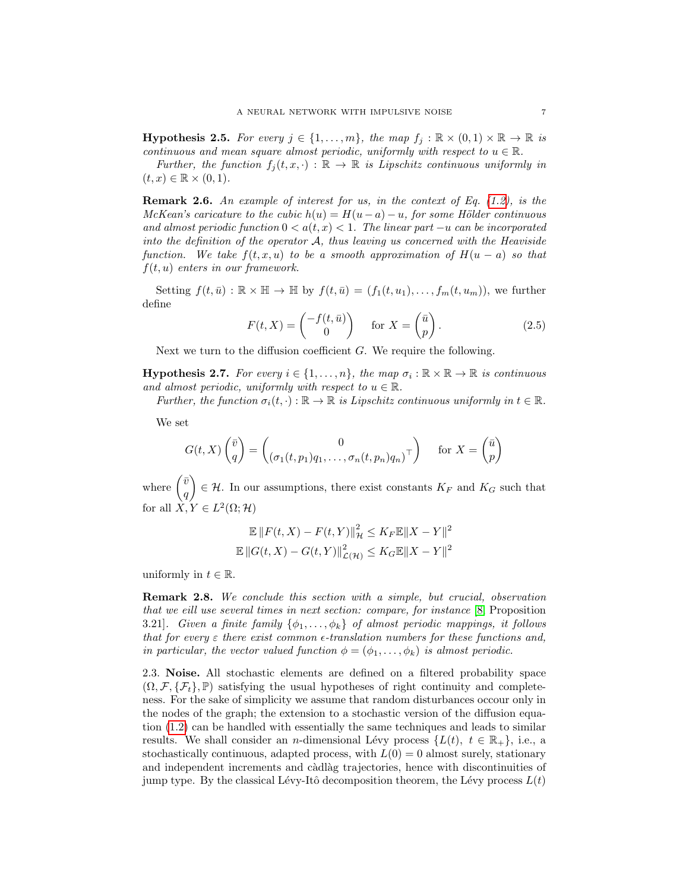**Hypothesis 2.5.** *For every $j \in \{1, \dots, m\}$, the map $f_j : \mathbb{R} \times (0,1) \times \mathbb{R} \to \mathbb{R}$ is continuous and mean square almost periodic, uniformly with respect to $u \in \mathbb{R}$.*

*Further, the function $f_j(t, x, \cdot) : \mathbb{R} \to \mathbb{R}$ is Lipschitz continuous uniformly in $(t, x) \in \mathbb{R} \times (0,1)$.*

**Remark 2.6.** *An example of interest for us, in the context of Eq. (1.2), is the McKean's caricature to the cubic $h(u) = H(u - a) - u$, for some Hölder continuous and almost periodic function $0 < a(t,x) < 1$. The linear part $-u$ can be incorporated into the definition of the operator $\mathcal{A}$, thus leaving us concerned with the Heaviside function. We take $f(t,x,u)$ to be a smooth approximation of $H(u-a)$ so that $f(t,u)$ enters in our framework.*

Setting $f(t, \bar{u}) : \mathbb{R} \times \mathbb{H} \to \mathbb{H}$ by $f(t, \bar{u}) = (f_1(t, u_1), \dots, f_m(t, u_m))$, we further define

$$F(t, X) = \begin{pmatrix} -f(t, \bar{u}) \\ 0 \end{pmatrix} \quad \text{for } X = \begin{pmatrix} \bar{u} \\ p \end{pmatrix}. \tag{2.5}$$

Next we turn to the diffusion coefficient $G$. We require the following.

**Hypothesis 2.7.** *For every $i \in \{1, \dots, n\}$, the map $\sigma_i : \mathbb{R} \times \mathbb{R} \to \mathbb{R}$ is continuous and almost periodic, uniformly with respect to $u \in \mathbb{R}$.*

*Further, the function $\sigma_i(t, \cdot) : \mathbb{R} \to \mathbb{R}$ is Lipschitz continuous uniformly in $t \in \mathbb{R}$.*

We set

$$G(t, X) \begin{pmatrix} \bar{v} \\ q \end{pmatrix} = \begin{pmatrix} 0 \\ (\sigma_1(t, p_1) q_1, \dots, \sigma_n(t, p_n) q_n)^\top \end{pmatrix} \quad \text{for } X = \begin{pmatrix} \bar{u} \\ p \end{pmatrix}$$

where $\begin{pmatrix} \bar{v} \\ q \end{pmatrix} \in \mathcal{H}$. In our assumptions, there exist constants $K_F$ and $K_G$ such that for all $X, Y \in L^2(\Omega; \mathcal{H})$

$$\mathbb{E} \|F(t, X) - F(t, Y)\|_{\mathcal{H}}^2 \le K_F \mathbb{E} \|X - Y\|^2$$
$$\mathbb{E} \|G(t, X) - G(t, Y)\|_{\mathcal{L}(\mathcal{H})}^2 \le K_G \mathbb{E} \|X - Y\|^2$$

uniformly in $t \in \mathbb{R}$.

**Remark 2.8.** *We conclude this section with a simple, but crucial, observation that we eill use several times in next section: compare, for instance* [8, Proposition 3.21]. *Given a finite family $\{\phi_1, \dots, \phi_k\}$ of almost periodic mappings, it follows that for every $\varepsilon$ there exist common $\epsilon$-translation numbers for these functions and, in particular, the vector valued function $\phi = (\phi_1, \dots, \phi_k)$ is almost periodic.*

2.3. **Noise.** All stochastic elements are defined on a filtered probability space $(\Omega, \mathcal{F}, \{\mathcal{F}_t\}, \mathbb{P})$ satisfying the usual hypotheses of right continuity and completeness. For the sake of simplicity we assume that random disturbances occour only in the nodes of the graph; the extension to a stochastic version of the diffusion equation (1.2) can be handled with essentially the same techniques and leads to similar results. We shall consider an $n$-dimensional Lévy process $\{L(t),\ t \in \mathbb{R}_+\}$, i.e., a stochastically continuous, adapted process, with $L(0) = 0$ almost surely, stationary and independent increments and càdlàg trajectories, hence with discontinuities of jump type. By the classical Lévy-Itô decomposition theorem, the Lévy process $L(t)$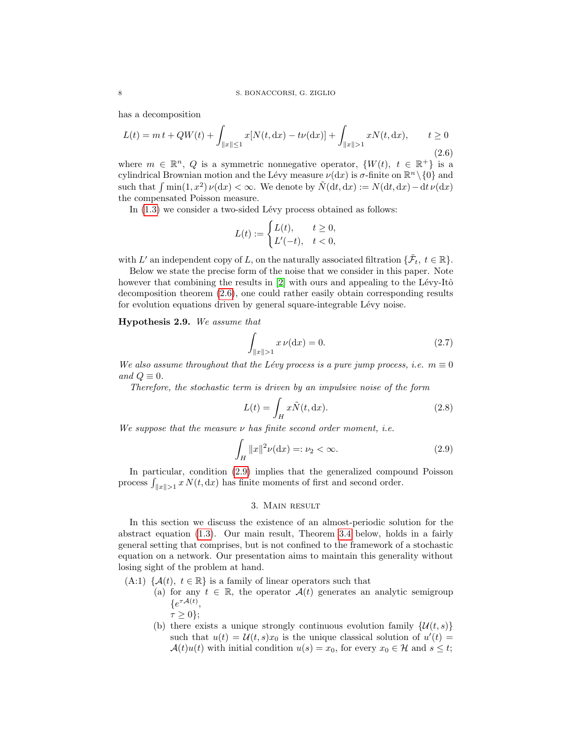has a decomposition

$$L(t) = m\, t + QW(t) + \int_{\|x\|\le 1} x[N(t, \mathrm{d}x) - t\nu(\mathrm{d}x)] + \int_{\|x\|>1} xN(t, \mathrm{d}x), \qquad t \ge 0 \tag{2.6}$$

where $m \in \mathbb{R}^n$, $Q$ is a symmetric nonnegative operator, $\{W(t),\ t \in \mathbb{R}^+\}$ is a cylindrical Brownian motion and the Lévy measure $\nu(\mathrm{d}x)$ is $\sigma$-finite on $\mathbb{R}^n \setminus \{0\}$ and such that $\int \min(1, x^2)\,\nu(\mathrm{d}x) < \infty$. We denote by $\tilde{N}(\mathrm{d}t, \mathrm{d}x) := N(\mathrm{d}t, \mathrm{d}x) - \mathrm{d}t\,\nu(\mathrm{d}x)$ the compensated Poisson measure.

In (1.3) we consider a two-sided Lévy process obtained as follows:

$$L(t) := \begin{cases} L(t), & t \ge 0, \\ L'(-t), & t < 0, \end{cases}$$

with $L'$ an independent copy of $L$, on the naturally associated filtration $\{\tilde{\mathcal{F}}_t,\ t \in \mathbb{R}\}$.

Below we state the precise form of the noise that we consider in this paper. Note however that combining the results in [2] with ours and appealing to the Lévy-Itô decomposition theorem (2.6), one could rather easily obtain corresponding results for evolution equations driven by general square-integrable Lévy noise.

**Hypothesis 2.9.** *We assume that*

$$\int_{\|x\|>1} x\,\nu(\mathrm{d}x) = 0. \tag{2.7}$$

*We also assume throughout that the Lévy process is a pure jump process, i.e.* $m \equiv 0$ *and* $Q \equiv 0$.

*Therefore, the stochastic term is driven by an impulsive noise of the form*

$$L(t) = \int_H x\tilde{N}(t, \mathrm{d}x). \tag{2.8}$$

*We suppose that the measure* $\nu$ *has finite second order moment, i.e.*

$$\int_H \|x\|^2 \nu(\mathrm{d}x) =: \nu_2 < \infty. \tag{2.9}$$

In particular, condition (2.9) implies that the generalized compound Poisson process $\int_{\|x\|>1} x\, N(t, \mathrm{d}x)$ has finite moments of first and second order.

## 3. Main result

In this section we discuss the existence of an almost-periodic solution for the abstract equation (1.3). Our main result, Theorem 3.4 below, holds in a fairly general setting that comprises, but is not confined to the framework of a stochastic equation on a network. Our presentation aims to maintain this generality without losing sight of the problem at hand.

(A:1) $\{\mathcal{A}(t),\ t \in \mathbb{R}\}$ is a family of linear operators such that
   - (a) for any $t \in \mathbb{R}$, the operator $\mathcal{A}(t)$ generates an analytic semigroup $\{e^{\tau\mathcal{A}(t)},\ \tau \ge 0\}$;
   - (b) there exists a unique strongly continuous evolution family $\{\mathcal{U}(t, s)\}$ such that $u(t) = \mathcal{U}(t, s)x_0$ is the unique classical solution of $u'(t) = \mathcal{A}(t)u(t)$ with initial condition $u(s) = x_0$, for every $x_0 \in \mathcal{H}$ and $s \le t$;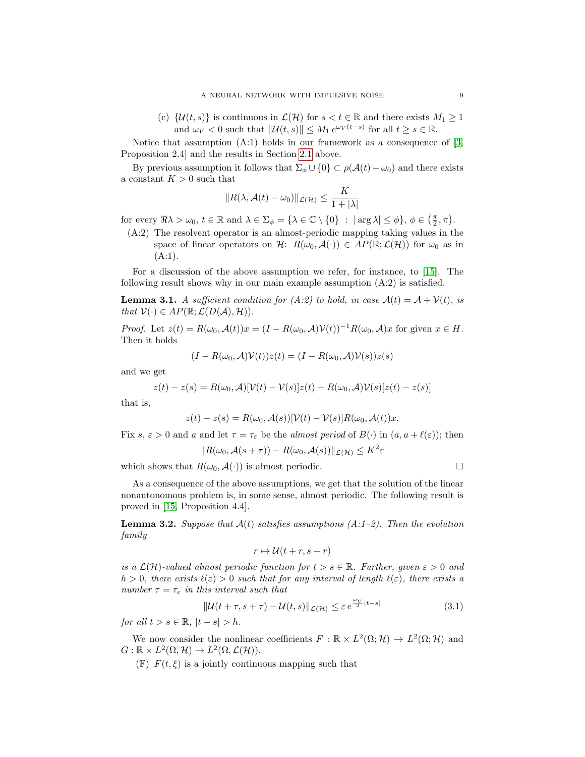(c) $\{\mathcal{U}(t,s)\}$ is continuous in $\mathcal{L}(\mathcal{H})$ for $s < t \in \mathbb{R}$ and there exists $M_1 \geq 1$ and $\omega_V < 0$ such that $\|\mathcal{U}(t,s)\| \leq M_1\, e^{\omega_V(t-s)}$ for all $t \geq s \in \mathbb{R}$.

Notice that assumption (A:1) holds in our framework as a consequence of [3, Proposition 2.4] and the results in Section 2.1 above.

By previous assumption it follows that $\Sigma_\phi \cup \{0\} \subset \rho(\mathcal{A}(t) - \omega_0)$ and there exists a constant $K > 0$ such that

$$\|R(\lambda, \mathcal{A}(t) - \omega_0)\|_{\mathcal{L}(\mathcal{H})} \leq \frac{K}{1 + |\lambda|}$$

for every $\Re\lambda > \omega_0$, $t \in \mathbb{R}$ and $\lambda \in \Sigma_\phi = \{\lambda \in \mathbb{C} \setminus \{0\} \ :\ |\arg \lambda| \leq \phi\}$, $\phi \in \left(\frac{\pi}{2}, \pi\right)$.

(A:2) The resolvent operator is an almost-periodic mapping taking values in the space of linear operators on $\mathcal{H}$: $R(\omega_0, \mathcal{A}(\cdot)) \in AP(\mathbb{R}; \mathcal{L}(\mathcal{H}))$ for $\omega_0$ as in (A:1).

For a discussion of the above assumption we refer, for instance, to [15]. The following result shows why in our main example assumption (A:2) is satisfied.

**Lemma 3.1.** *A sufficient condition for (A:2) to hold, in case $\mathcal{A}(t) = \mathcal{A} + \mathcal{V}(t)$, is that $\mathcal{V}(\cdot) \in AP(\mathbb{R}; \mathcal{L}(D(\mathcal{A}), \mathcal{H}))$.*

*Proof.* Let $z(t) = R(\omega_0, \mathcal{A}(t))x = (I - R(\omega_0, \mathcal{A})\mathcal{V}(t))^{-1} R(\omega_0, \mathcal{A})x$ for given $x \in H$. Then it holds

$$(I - R(\omega_0, \mathcal{A})\mathcal{V}(t))z(t) = (I - R(\omega_0, \mathcal{A})\mathcal{V}(s))z(s)$$

and we get

$$z(t) - z(s) = R(\omega_0, \mathcal{A})[\mathcal{V}(t) - \mathcal{V}(s)]z(t) + R(\omega_0, \mathcal{A})\mathcal{V}(s)[z(t) - z(s)]$$

that is,

$$z(t) - z(s) = R(\omega_0, \mathcal{A}(s))[\mathcal{V}(t) - \mathcal{V}(s)]R(\omega_0, \mathcal{A}(t))x.$$

Fix $s$, $\varepsilon > 0$ and $a$ and let $\tau = \tau_\varepsilon$ be the *almost period* of $B(\cdot)$ in $(a, a + \ell(\varepsilon))$; then

$$\|R(\omega_0, \mathcal{A}(s + \tau)) - R(\omega_0, \mathcal{A}(s))\|_{\mathcal{L}(\mathcal{H})} \leq K^2 \varepsilon$$

which shows that $R(\omega_0, \mathcal{A}(\cdot))$ is almost periodic. □

As a consequence of the above assumptions, we get that the solution of the linear nonautonomous problem is, in some sense, almost periodic. The following result is proved in [15, Proposition 4.4].

**Lemma 3.2.** *Suppose that $\mathcal{A}(t)$ satisfies assumptions (A:1–2). Then the evolution family*

$$r \mapsto \mathcal{U}(t + r, s + r)$$

*is a $\mathcal{L}(\mathcal{H})$-valued almost periodic function for $t > s \in \mathbb{R}$. Further, given $\varepsilon > 0$ and $h > 0$, there exists $\ell(\varepsilon) > 0$ such that for any interval of length $\ell(\varepsilon)$, there exists a number $\tau = \tau_\varepsilon$ in this interval such that*

$$\|\mathcal{U}(t + \tau, s + \tau) - \mathcal{U}(t,s)\|_{\mathcal{L}(\mathcal{H})} \leq \varepsilon\, e^{\frac{\omega_V}{2}|t-s|} \tag{3.1}$$

*for all $t > s \in \mathbb{R}$, $|t - s| > h$.*

We now consider the nonlinear coefficients $F : \mathbb{R} \times L^2(\Omega; \mathcal{H}) \to L^2(\Omega; \mathcal{H})$ and $G : \mathbb{R} \times L^2(\Omega, \mathcal{H}) \to L^2(\Omega, \mathcal{L}(\mathcal{H}))$.

(F) $F(t, \xi)$ is a jointly continuous mapping such that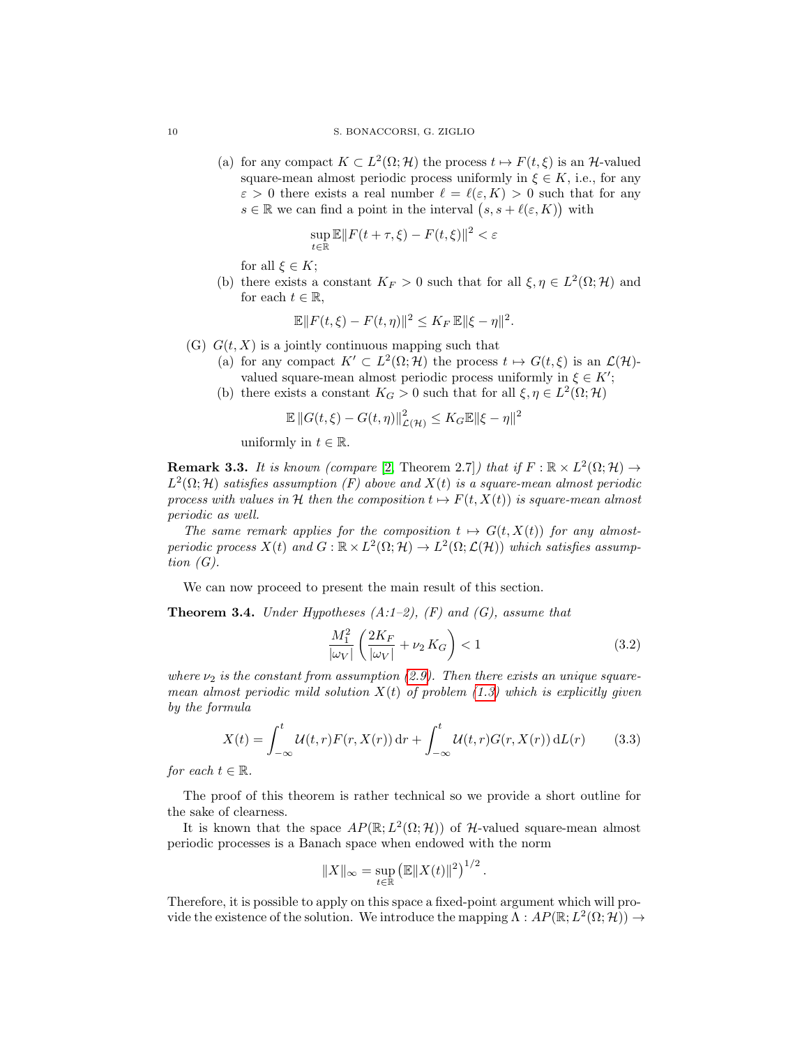(a) for any compact $K \subset L^2(\Omega; \mathcal{H})$ the process $t \mapsto F(t, \xi)$ is an $\mathcal{H}$-valued square-mean almost periodic process uniformly in $\xi \in K$, i.e., for any $\varepsilon > 0$ there exists a real number $\ell = \ell(\varepsilon, K) > 0$ such that for any $s \in \mathbb{R}$ we can find a point in the interval $\big(s, s + \ell(\varepsilon, K)\big)$ with

$$\sup_{t \in \mathbb{R}} \mathbb{E}\|F(t + \tau, \xi) - F(t, \xi)\|^2 < \varepsilon$$

for all $\xi \in K$;

(b) there exists a constant $K_F > 0$ such that for all $\xi, \eta \in L^2(\Omega; \mathcal{H})$ and for each $t \in \mathbb{R}$,

$$\mathbb{E}\|F(t, \xi) - F(t, \eta)\|^2 \le K_F\, \mathbb{E}\|\xi - \eta\|^2.$$

(G) $G(t, X)$ is a jointly continuous mapping such that

(a) for any compact $K' \subset L^2(\Omega; \mathcal{H})$ the process $t \mapsto G(t, \xi)$ is an $\mathcal{L}(\mathcal{H})$-valued square-mean almost periodic process uniformly in $\xi \in K'$;

(b) there exists a constant $K_G > 0$ such that for all $\xi, \eta \in L^2(\Omega; \mathcal{H})$

$$\mathbb{E}\, \|G(t, \xi) - G(t, \eta)\|^2_{\mathcal{L}(\mathcal{H})} \le K_G \mathbb{E}\|\xi - \eta\|^2$$

uniformly in $t \in \mathbb{R}$.

**Remark 3.3.** *It is known (compare [2, Theorem 2.7]) that if $F : \mathbb{R} \times L^2(\Omega; \mathcal{H}) \to L^2(\Omega; \mathcal{H})$ satisfies assumption (F) above and $X(t)$ is a square-mean almost periodic process with values in $\mathcal{H}$ then the composition $t \mapsto F(t, X(t))$ is square-mean almost periodic as well.*

*The same remark applies for the composition $t \mapsto G(t, X(t))$ for any almost-periodic process $X(t)$ and $G : \mathbb{R} \times L^2(\Omega; \mathcal{H}) \to L^2(\Omega; \mathcal{L}(\mathcal{H}))$ which satisfies assumption (G).*

We can now proceed to present the main result of this section.

**Theorem 3.4.** *Under Hypotheses (A:1–2), (F) and (G), assume that*

$$\frac{M_1^2}{|\omega_V|} \left( \frac{2K_F}{|\omega_V|} + \nu_2\, K_G \right) < 1 \tag{3.2}$$

*where $\nu_2$ is the constant from assumption (2.9). Then there exists an unique square-mean almost periodic mild solution $X(t)$ of problem (1.3) which is explicitly given by the formula*

$$X(t) = \int_{-\infty}^{t} \mathcal{U}(t, r) F(r, X(r))\, \mathrm{d}r + \int_{-\infty}^{t} \mathcal{U}(t, r) G(r, X(r))\, \mathrm{d}L(r) \tag{3.3}$$

*for each $t \in \mathbb{R}$.*

The proof of this theorem is rather technical so we provide a short outline for the sake of clearness.

It is known that the space $AP(\mathbb{R}; L^2(\Omega; \mathcal{H}))$ of $\mathcal{H}$-valued square-mean almost periodic processes is a Banach space when endowed with the norm

$$\|X\|_\infty = \sup_{t \in \mathbb{R}} \left( \mathbb{E}\|X(t)\|^2 \right)^{1/2}.$$

Therefore, it is possible to apply on this space a fixed-point argument which will provide the existence of the solution. We introduce the mapping $\Lambda : AP(\mathbb{R}; L^2(\Omega; \mathcal{H})) \to$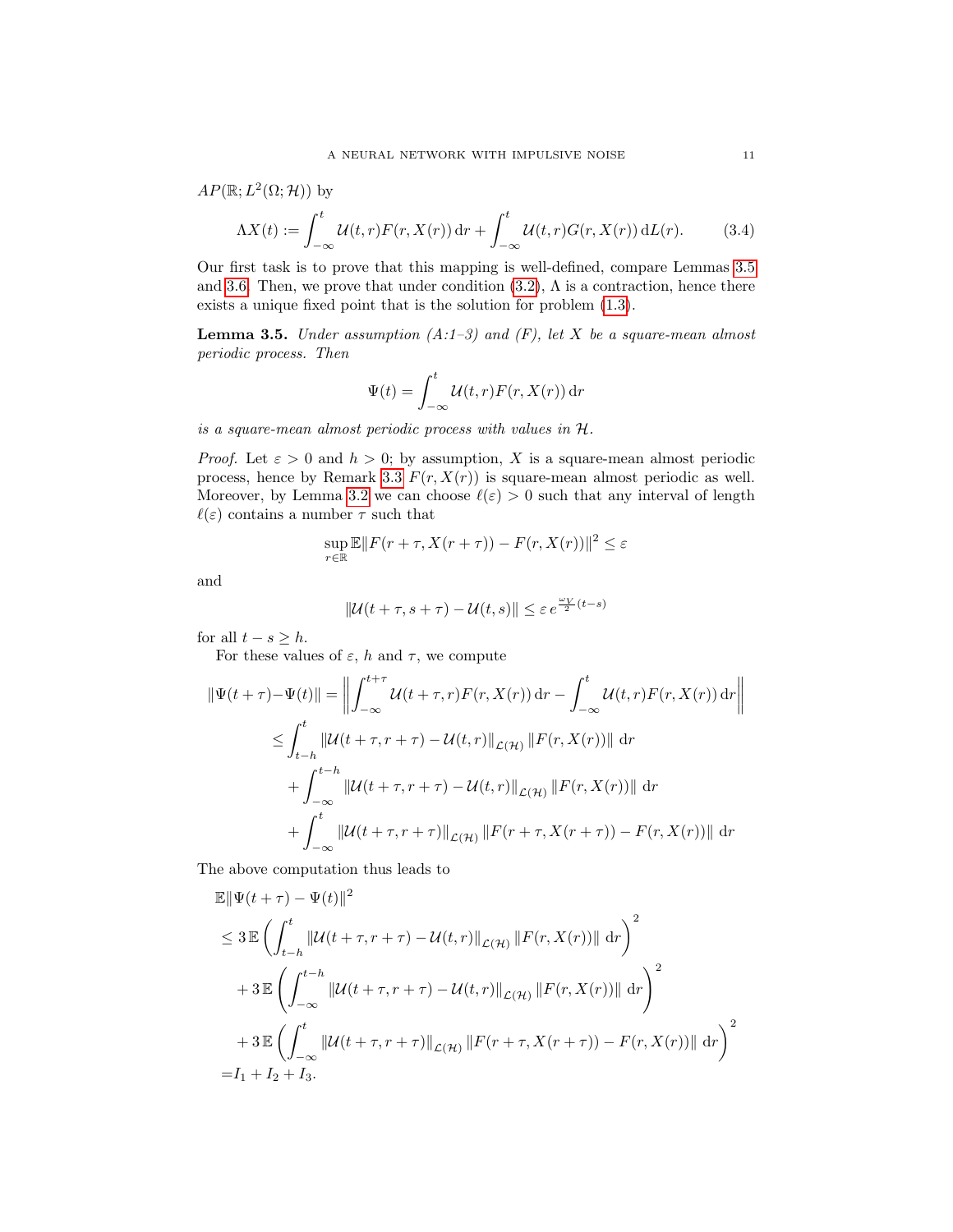$AP(\mathbb{R}; L^2(\Omega; \mathcal{H}))$ by

$$\Lambda X(t) := \int_{-\infty}^{t} \mathcal{U}(t,r) F(r, X(r))\,\mathrm{d}r + \int_{-\infty}^{t} \mathcal{U}(t,r) G(r, X(r))\,\mathrm{d}L(r). \tag{3.4}$$

Our first task is to prove that this mapping is well-defined, compare Lemmas 3.5 and 3.6. Then, we prove that under condition (3.2), $\Lambda$ is a contraction, hence there exists a unique fixed point that is the solution for problem (1.3).

**Lemma 3.5.** *Under assumption (A:1–3) and (F), let $X$ be a square-mean almost periodic process. Then*

$$\Psi(t) = \int_{-\infty}^{t} \mathcal{U}(t,r) F(r, X(r))\,\mathrm{d}r$$

*is a square-mean almost periodic process with values in $\mathcal{H}$.*

*Proof.* Let $\varepsilon > 0$ and $h > 0$; by assumption, $X$ is a square-mean almost periodic process, hence by Remark 3.3 $F(r, X(r))$ is square-mean almost periodic as well. Moreover, by Lemma 3.2 we can choose $\ell(\varepsilon) > 0$ such that any interval of length $\ell(\varepsilon)$ contains a number $\tau$ such that

$$\sup_{r \in \mathbb{R}} \mathbb{E}\|F(r+\tau, X(r+\tau)) - F(r, X(r))\|^2 \le \varepsilon$$

and

$$\|\mathcal{U}(t+\tau, s+\tau) - \mathcal{U}(t,s)\| \le \varepsilon\, e^{\frac{\omega_V}{2}(t-s)}$$

for all $t - s \ge h$.

For these values of $\varepsilon$, $h$ and $\tau$, we compute

$$\begin{aligned}
\|\Psi(t+\tau) - \Psi(t)\| &= \left\| \int_{-\infty}^{t+\tau} \mathcal{U}(t+\tau, r) F(r, X(r))\,\mathrm{d}r - \int_{-\infty}^{t} \mathcal{U}(t,r) F(r, X(r))\,\mathrm{d}r \right\| \\
&\le \int_{t-h}^{t} \|\mathcal{U}(t+\tau, r+\tau) - \mathcal{U}(t,r)\|_{\mathcal{L}(\mathcal{H})} \|F(r, X(r))\|\,\mathrm{d}r \\
&\quad + \int_{-\infty}^{t-h} \|\mathcal{U}(t+\tau, r+\tau) - \mathcal{U}(t,r)\|_{\mathcal{L}(\mathcal{H})} \|F(r, X(r))\|\,\mathrm{d}r \\
&\quad + \int_{-\infty}^{t} \|\mathcal{U}(t+\tau, r+\tau)\|_{\mathcal{L}(\mathcal{H})} \|F(r+\tau, X(r+\tau)) - F(r, X(r))\|\,\mathrm{d}r
\end{aligned}$$

The above computation thus leads to

$$\begin{aligned}
&\mathbb{E}\|\Psi(t+\tau) - \Psi(t)\|^2 \\
&\le 3\,\mathbb{E}\left( \int_{t-h}^{t} \|\mathcal{U}(t+\tau, r+\tau) - \mathcal{U}(t,r)\|_{\mathcal{L}(\mathcal{H})} \|F(r, X(r))\|\,\mathrm{d}r \right)^2 \\
&\quad + 3\,\mathbb{E}\left( \int_{-\infty}^{t-h} \|\mathcal{U}(t+\tau, r+\tau) - \mathcal{U}(t,r)\|_{\mathcal{L}(\mathcal{H})} \|F(r, X(r))\|\,\mathrm{d}r \right)^2 \\
&\quad + 3\,\mathbb{E}\left( \int_{-\infty}^{t} \|\mathcal{U}(t+\tau, r+\tau)\|_{\mathcal{L}(\mathcal{H})} \|F(r+\tau, X(r+\tau)) - F(r, X(r))\|\,\mathrm{d}r \right)^2 \\
&= I_1 + I_2 + I_3.
\end{aligned}$$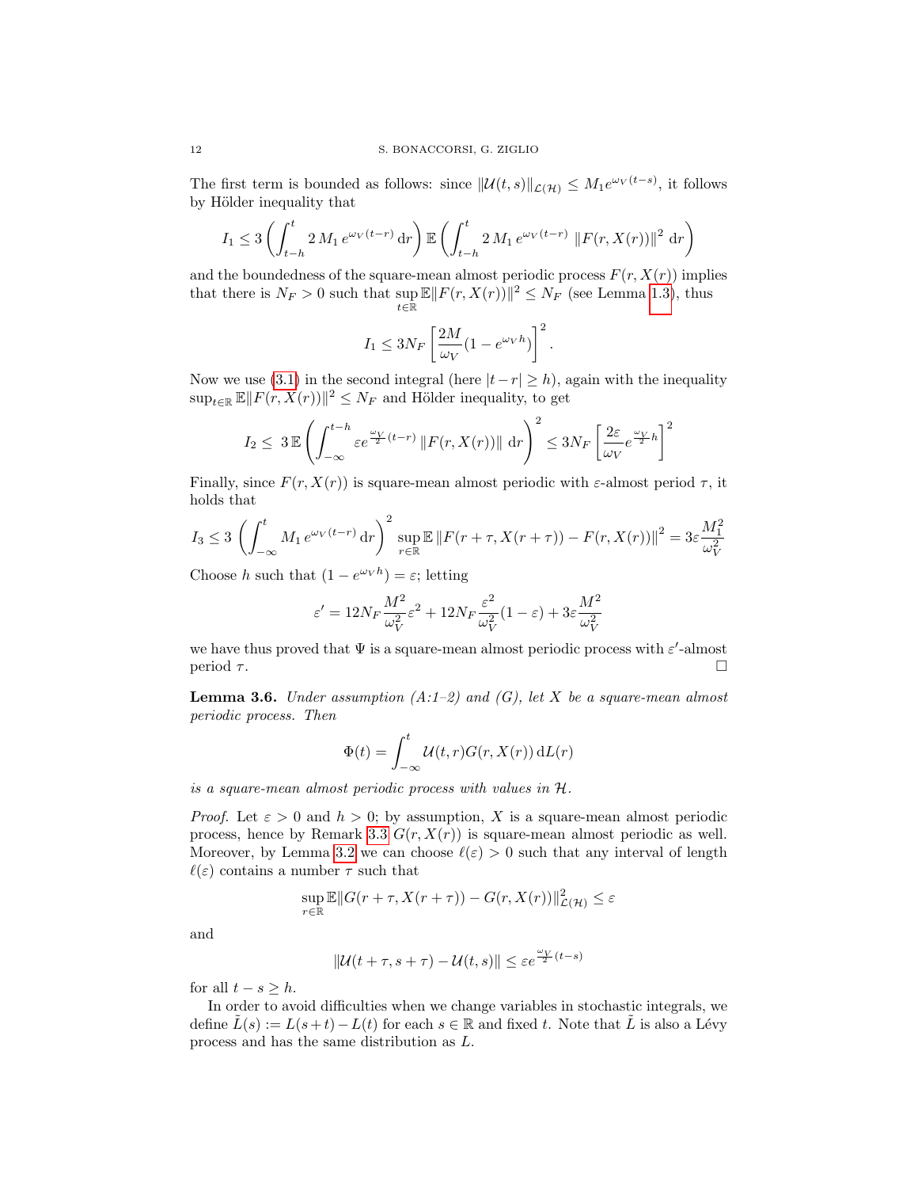The first term is bounded as follows: since $\|\mathcal{U}(t,s)\|_{\mathcal{L}(\mathcal{H})} \le M_1 e^{\omega_V(t-s)}$, it follows by Hölder inequality that

$$I_1 \le 3 \left( \int_{t-h}^{t} 2\, M_1\, e^{\omega_V(t-r)}\, \mathrm{d}r \right) \mathbb{E} \left( \int_{t-h}^{t} 2\, M_1\, e^{\omega_V(t-r)}\, \|F(r, X(r))\|^2\, \mathrm{d}r \right)$$

and the boundedness of the square-mean almost periodic process $F(r, X(r))$ implies that there is $N_F > 0$ such that $\sup_{t\in\mathbb{R}} \mathbb{E}\|F(r, X(r))\|^2 \le N_F$ (see Lemma 1.3), thus

$$I_1 \le 3N_F \left[ \frac{2M}{\omega_V}(1 - e^{\omega_V h}) \right]^2.$$

Now we use (3.1) in the second integral (here $|t-r| \ge h$), again with the inequality $\sup_{t\in\mathbb{R}} \mathbb{E}\|F(r, X(r))\|^2 \le N_F$ and Hölder inequality, to get

$$I_2 \le\ 3\, \mathbb{E} \left( \int_{-\infty}^{t-h} \varepsilon e^{\frac{\omega_V}{2}(t-r)}\, \|F(r, X(r))\|\, \mathrm{d}r \right)^2 \le 3N_F \left[ \frac{2\varepsilon}{\omega_V} e^{\frac{\omega_V}{2}h} \right]^2$$

Finally, since $F(r, X(r))$ is square-mean almost periodic with $\varepsilon$-almost period $\tau$, it holds that

$$I_3 \le 3 \left( \int_{-\infty}^{t} M_1\, e^{\omega_V(t-r)}\, \mathrm{d}r \right)^2 \sup_{r\in\mathbb{R}} \mathbb{E}\, \|F(r+\tau, X(r+\tau)) - F(r, X(r))\|^2 = 3\varepsilon \frac{M_1^2}{\omega_V^2}$$

Choose $h$ such that $(1 - e^{\omega_V h}) = \varepsilon$; letting

$$\varepsilon' = 12N_F \frac{M^2}{\omega_V^2}\varepsilon^2 + 12N_F \frac{\varepsilon^2}{\omega_V^2}(1-\varepsilon) + 3\varepsilon \frac{M^2}{\omega_V^2}$$

we have thus proved that $\Psi$ is a square-mean almost periodic process with $\varepsilon'$-almost period $\tau$. □

**Lemma 3.6.** *Under assumption (A:1–2) and (G), let $X$ be a square-mean almost periodic process. Then*

$$\Phi(t) = \int_{-\infty}^{t} \mathcal{U}(t,r) G(r, X(r))\, \mathrm{d}L(r)$$

*is a square-mean almost periodic process with values in $\mathcal{H}$.*

*Proof.* Let $\varepsilon > 0$ and $h > 0$; by assumption, $X$ is a square-mean almost periodic process, hence by Remark 3.3 $G(r, X(r))$ is square-mean almost periodic as well. Moreover, by Lemma 3.2 we can choose $\ell(\varepsilon) > 0$ such that any interval of length $\ell(\varepsilon)$ contains a number $\tau$ such that

$$\sup_{r\in\mathbb{R}} \mathbb{E}\|G(r+\tau, X(r+\tau)) - G(r, X(r))\|^2_{\mathcal{L}(\mathcal{H})} \le \varepsilon$$

and

$$\|\mathcal{U}(t+\tau, s+\tau) - \mathcal{U}(t,s)\| \le \varepsilon e^{\frac{\omega_V}{2}(t-s)}$$

for all $t - s \ge h$.

In order to avoid difficulties when we change variables in stochastic integrals, we define $\tilde{L}(s) := L(s+t) - L(t)$ for each $s \in \mathbb{R}$ and fixed $t$. Note that $\tilde{L}$ is also a Lévy process and has the same distribution as $L$.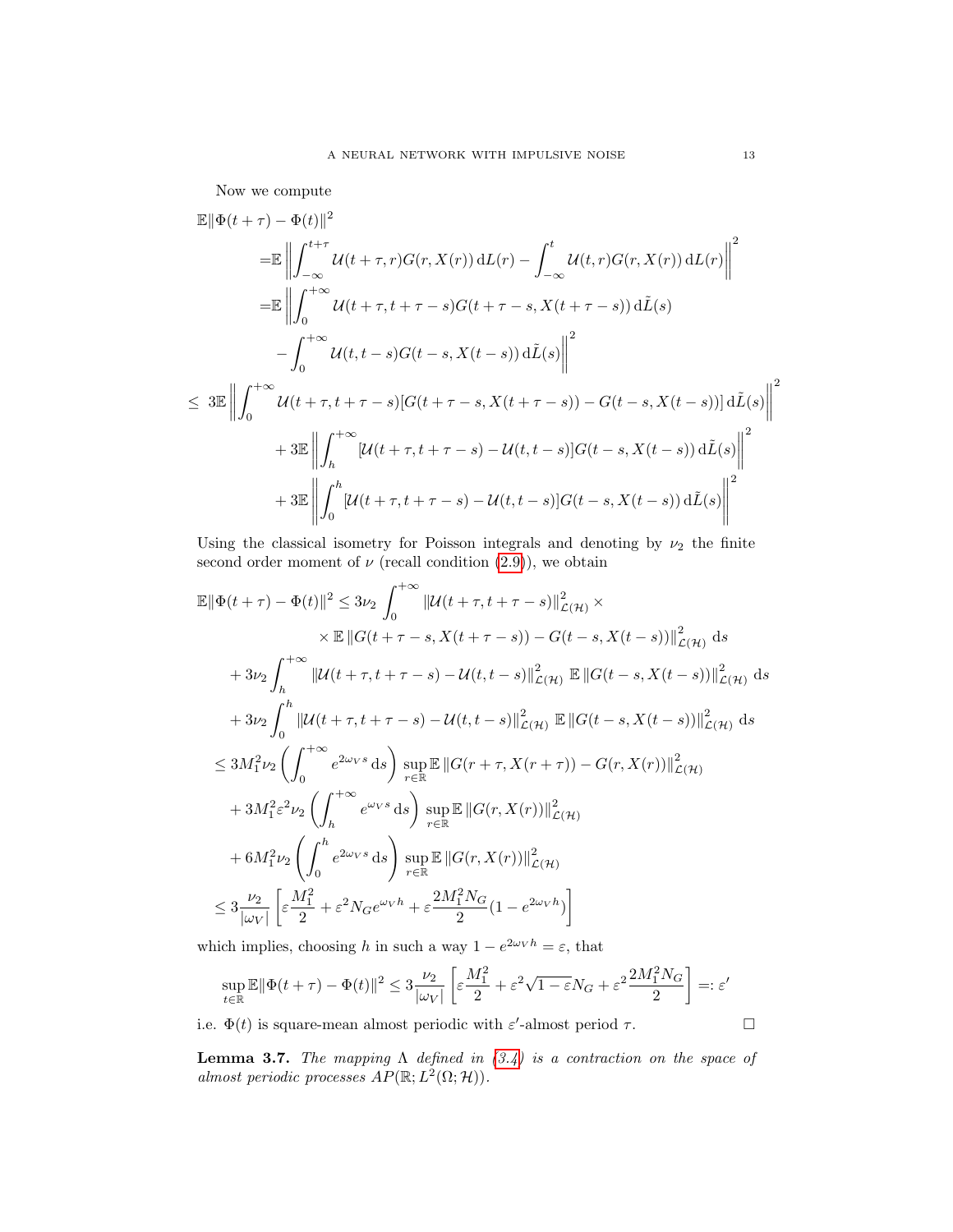Now we compute

$$
\begin{aligned}
&\mathbb{E}\|\Phi(t+\tau)-\Phi(t)\|^2 \\
&\quad=\mathbb{E}\left\|\int_{-\infty}^{t+\tau}\mathcal{U}(t+\tau,r)G(r,X(r))\,\mathrm{d}L(r)-\int_{-\infty}^{t}\mathcal{U}(t,r)G(r,X(r))\,\mathrm{d}L(r)\right\|^2 \\
&\quad=\mathbb{E}\Bigg\|\int_0^{+\infty}\mathcal{U}(t+\tau,t+\tau-s)G(t+\tau-s,X(t+\tau-s))\,\mathrm{d}\tilde{L}(s) \\
&\qquad-\int_0^{+\infty}\mathcal{U}(t,t-s)G(t-s,X(t-s))\,\mathrm{d}\tilde{L}(s)\Bigg\|^2 \\
&\leq 3\mathbb{E}\left\|\int_0^{+\infty}\mathcal{U}(t+\tau,t+\tau-s)[G(t+\tau-s,X(t+\tau-s))-G(t-s,X(t-s))]\,\mathrm{d}\tilde{L}(s)\right\|^2 \\
&\qquad+3\mathbb{E}\left\|\int_h^{+\infty}[\mathcal{U}(t+\tau,t+\tau-s)-\mathcal{U}(t,t-s)]G(t-s,X(t-s))\,\mathrm{d}\tilde{L}(s)\right\|^2 \\
&\qquad+3\mathbb{E}\left\|\int_0^{h}[\mathcal{U}(t+\tau,t+\tau-s)-\mathcal{U}(t,t-s)]G(t-s,X(t-s))\,\mathrm{d}\tilde{L}(s)\right\|^2
\end{aligned}
$$

Using the classical isometry for Poisson integrals and denoting by $\nu_2$ the finite second order moment of $\nu$ (recall condition (2.9)), we obtain

$$
\begin{aligned}
\mathbb{E}\|\Phi(t+\tau)-\Phi(t)\|^2 &\leq 3\nu_2\int_0^{+\infty}\|\mathcal{U}(t+\tau,t+\tau-s)\|^2_{\mathcal{L}(\mathcal{H})}\times \\
&\qquad\times\mathbb{E}\,\|G(t+\tau-s,X(t+\tau-s))-G(t-s,X(t-s))\|^2_{\mathcal{L}(\mathcal{H})}\,\mathrm{d}s \\
&\quad+3\nu_2\int_h^{+\infty}\|\mathcal{U}(t+\tau,t+\tau-s)-\mathcal{U}(t,t-s)\|^2_{\mathcal{L}(\mathcal{H})}\,\mathbb{E}\,\|G(t-s,X(t-s))\|^2_{\mathcal{L}(\mathcal{H})}\,\mathrm{d}s \\
&\quad+3\nu_2\int_0^{h}\|\mathcal{U}(t+\tau,t+\tau-s)-\mathcal{U}(t,t-s)\|^2_{\mathcal{L}(\mathcal{H})}\,\mathbb{E}\,\|G(t-s,X(t-s))\|^2_{\mathcal{L}(\mathcal{H})}\,\mathrm{d}s \\
&\leq 3M_1^2\nu_2\left(\int_0^{+\infty}e^{2\omega_V s}\,\mathrm{d}s\right)\sup_{r\in\mathbb{R}}\mathbb{E}\,\|G(r+\tau,X(r+\tau))-G(r,X(r))\|^2_{\mathcal{L}(\mathcal{H})} \\
&\quad+3M_1^2\varepsilon^2\nu_2\left(\int_h^{+\infty}e^{\omega_V s}\,\mathrm{d}s\right)\sup_{r\in\mathbb{R}}\mathbb{E}\,\|G(r,X(r))\|^2_{\mathcal{L}(\mathcal{H})} \\
&\quad+6M_1^2\nu_2\left(\int_0^{h}e^{2\omega_V s}\,\mathrm{d}s\right)\sup_{r\in\mathbb{R}}\mathbb{E}\,\|G(r,X(r))\|^2_{\mathcal{L}(\mathcal{H})} \\
&\leq 3\frac{\nu_2}{|\omega_V|}\left[\varepsilon\frac{M_1^2}{2}+\varepsilon^2N_Ge^{\omega_V h}+\varepsilon\frac{2M_1^2N_G}{2}(1-e^{2\omega_V h})\right]
\end{aligned}
$$

which implies, choosing $h$ in such a way $1-e^{2\omega_V h}=\varepsilon$, that

$$
\sup_{t\in\mathbb{R}}\mathbb{E}\|\Phi(t+\tau)-\Phi(t)\|^2\leq 3\frac{\nu_2}{|\omega_V|}\left[\varepsilon\frac{M_1^2}{2}+\varepsilon^2\sqrt{1-\varepsilon}N_G+\varepsilon^2\frac{2M_1^2N_G}{2}\right]=:\varepsilon'
$$

i.e. $\Phi(t)$ is square-mean almost periodic with $\varepsilon'$-almost period $\tau$. □

**Lemma 3.7.** *The mapping $\Lambda$ defined in (3.4) is a contraction on the space of almost periodic processes $AP(\mathbb{R};L^2(\Omega;\mathcal{H}))$.*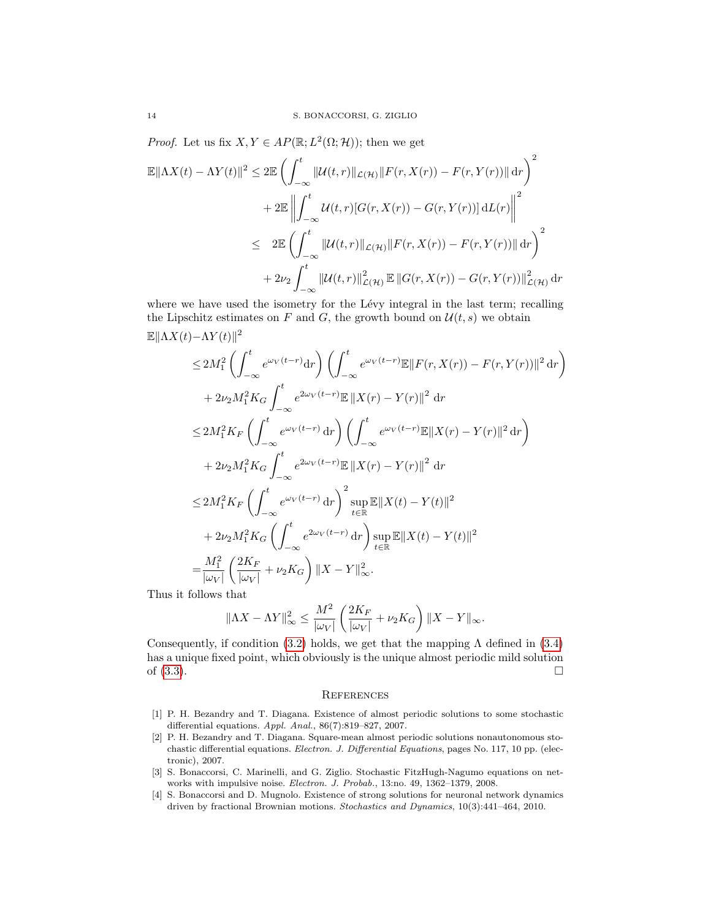*Proof.* Let us fix $X, Y \in AP(\mathbb{R}; L^2(\Omega; \mathcal{H}))$; then we get

$$
\begin{aligned}
\mathbb{E}\|\Lambda X(t) - \Lambda Y(t)\|^2 \leq & \, 2\mathbb{E}\left(\int_{-\infty}^t \|\mathcal{U}(t,r)\|_{\mathcal{L}(\mathcal{H})}\|F(r, X(r)) - F(r, Y(r))\| \, \mathrm{d}r\right)^2 \\
& + 2\mathbb{E}\left\|\int_{-\infty}^t \mathcal{U}(t,r)[G(r, X(r)) - G(r, Y(r))] \, \mathrm{d}L(r)\right\|^2 \\
\leq & \quad 2\mathbb{E}\left(\int_{-\infty}^t \|\mathcal{U}(t,r)\|_{\mathcal{L}(\mathcal{H})}\|F(r, X(r)) - F(r, Y(r))\| \, \mathrm{d}r\right)^2 \\
& + 2\nu_2 \int_{-\infty}^t \|\mathcal{U}(t,r)\|^2_{\mathcal{L}(\mathcal{H})} \, \mathbb{E}\, \|G(r, X(r)) - G(r, Y(r))\|^2_{\mathcal{L}(\mathcal{H})} \, \mathrm{d}r
\end{aligned}
$$

where we have used the isometry for the Lévy integral in the last term; recalling the Lipschitz estimates on $F$ and $G$, the growth bound on $\mathcal{U}(t, s)$ we obtain

$\mathbb{E}\|\Lambda X(t) - \Lambda Y(t)\|^2$

$$
\begin{aligned}
\leq & 2M_1^2 \left(\int_{-\infty}^t e^{\omega_V(t-r)} \mathrm{d}r\right)\left(\int_{-\infty}^t e^{\omega_V(t-r)}\mathbb{E}\|F(r, X(r)) - F(r, Y(r))\|^2 \, \mathrm{d}r\right) \\
& + 2\nu_2 M_1^2 K_G \int_{-\infty}^t e^{2\omega_V(t-r)} \mathbb{E}\, \|X(r) - Y(r)\|^2 \, \mathrm{d}r \\
\leq & 2M_1^2 K_F \left(\int_{-\infty}^t e^{\omega_V(t-r)} \, \mathrm{d}r\right)\left(\int_{-\infty}^t e^{\omega_V(t-r)}\mathbb{E}\|X(r) - Y(r)\|^2 \, \mathrm{d}r\right) \\
& + 2\nu_2 M_1^2 K_G \int_{-\infty}^t e^{2\omega_V(t-r)} \mathbb{E}\, \|X(r) - Y(r)\|^2 \, \mathrm{d}r \\
\leq & 2M_1^2 K_F \left(\int_{-\infty}^t e^{\omega_V(t-r)} \, \mathrm{d}r\right)^2 \sup_{t\in\mathbb{R}} \mathbb{E}\|X(t) - Y(t)\|^2 \\
& + 2\nu_2 M_1^2 K_G \left(\int_{-\infty}^t e^{2\omega_V(t-r)} \, \mathrm{d}r\right) \sup_{t\in\mathbb{R}} \mathbb{E}\|X(t) - Y(t)\|^2 \\
= & \frac{M_1^2}{|\omega_V|}\left(\frac{2K_F}{|\omega_V|} + \nu_2 K_G\right)\|X - Y\|^2_\infty.
\end{aligned}
$$

Thus it follows that

$$
\|\Lambda X - \Lambda Y\|^2_\infty \leq \frac{M^2}{|\omega_V|}\left(\frac{2K_F}{|\omega_V|} + \nu_2 K_G\right)\|X - Y\|_\infty.
$$

Consequently, if condition (3.2) holds, we get that the mapping $\Lambda$ defined in (3.4) has a unique fixed point, which obviously is the unique almost periodic mild solution of (3.3). □

## References

[1] P. H. Bezandry and T. Diagana. Existence of almost periodic solutions to some stochastic differential equations. *Appl. Anal.*, 86(7):819–827, 2007.

[2] P. H. Bezandry and T. Diagana. Square-mean almost periodic solutions nonautonomous stochastic differential equations. *Electron. J. Differential Equations*, pages No. 117, 10 pp. (electronic), 2007.

[3] S. Bonaccorsi, C. Marinelli, and G. Ziglio. Stochastic FitzHugh-Nagumo equations on networks with impulsive noise. *Electron. J. Probab.*, 13:no. 49, 1362–1379, 2008.

[4] S. Bonaccorsi and D. Mugnolo. Existence of strong solutions for neuronal network dynamics driven by fractional Brownian motions. *Stochastics and Dynamics*, 10(3):441–464, 2010.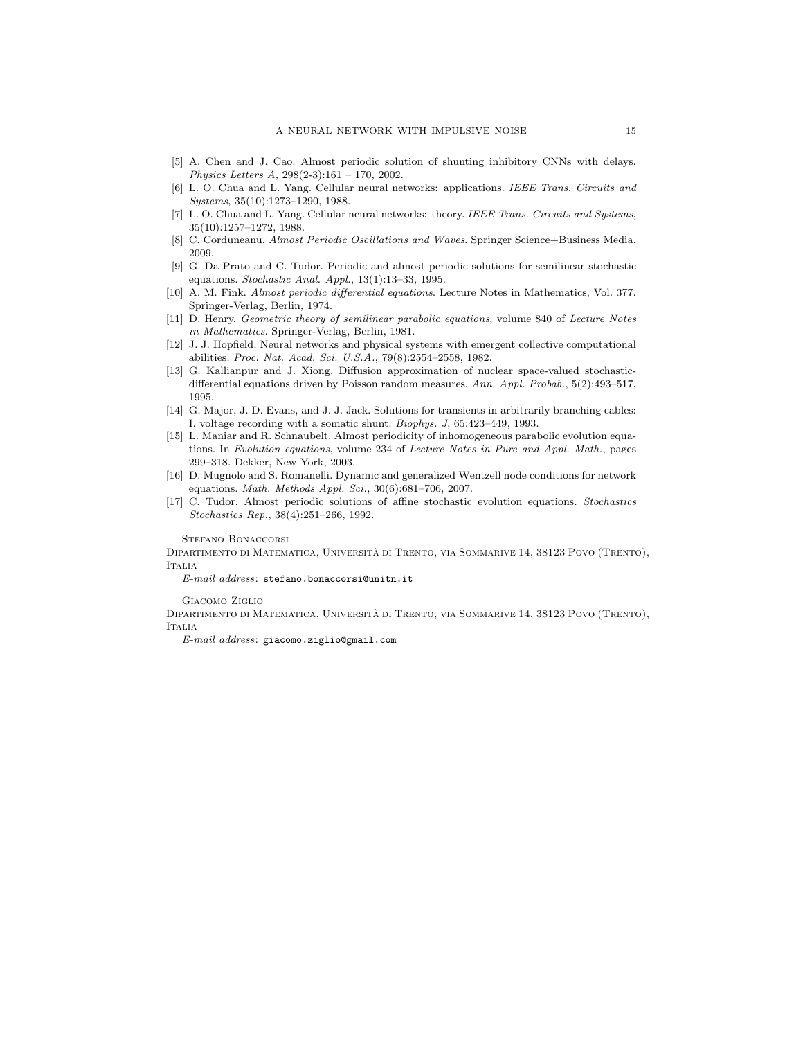[5] A. Chen and J. Cao. Almost periodic solution of shunting inhibitory CNNs with delays. *Physics Letters A*, 298(2-3):161 – 170, 2002.

[6] L. O. Chua and L. Yang. Cellular neural networks: applications. *IEEE Trans. Circuits and Systems*, 35(10):1273–1290, 1988.

[7] L. O. Chua and L. Yang. Cellular neural networks: theory. *IEEE Trans. Circuits and Systems*, 35(10):1257–1272, 1988.

[8] C. Corduneanu. *Almost Periodic Oscillations and Waves*. Springer Science+Business Media, 2009.

[9] G. Da Prato and C. Tudor. Periodic and almost periodic solutions for semilinear stochastic equations. *Stochastic Anal. Appl.*, 13(1):13–33, 1995.

[10] A. M. Fink. *Almost periodic differential equations*. Lecture Notes in Mathematics, Vol. 377. Springer-Verlag, Berlin, 1974.

[11] D. Henry. *Geometric theory of semilinear parabolic equations*, volume 840 of *Lecture Notes in Mathematics*. Springer-Verlag, Berlin, 1981.

[12] J. J. Hopfield. Neural networks and physical systems with emergent collective computational abilities. *Proc. Nat. Acad. Sci. U.S.A.*, 79(8):2554–2558, 1982.

[13] G. Kallianpur and J. Xiong. Diffusion approximation of nuclear space-valued stochastic-differential equations driven by Poisson random measures. *Ann. Appl. Probab.*, 5(2):493–517, 1995.

[14] G. Major, J. D. Evans, and J. J. Jack. Solutions for transients in arbitrarily branching cables: I. voltage recording with a somatic shunt. *Biophys. J*, 65:423–449, 1993.

[15] L. Maniar and R. Schnaubelt. Almost periodicity of inhomogeneous parabolic evolution equations. In *Evolution equations*, volume 234 of *Lecture Notes in Pure and Appl. Math.*, pages 299–318. Dekker, New York, 2003.

[16] D. Mugnolo and S. Romanelli. Dynamic and generalized Wentzell node conditions for network equations. *Math. Methods Appl. Sci.*, 30(6):681–706, 2007.

[17] C. Tudor. Almost periodic solutions of affine stochastic evolution equations. *Stochastics Stochastics Rep.*, 38(4):251–266, 1992.

Stefano Bonaccorsi

Dipartimento di Matematica, Università di Trento, via Sommarive 14, 38123 Povo (Trento), Italia

*E-mail address*: stefano.bonaccorsi@unitn.it

Giacomo Ziglio

Dipartimento di Matematica, Università di Trento, via Sommarive 14, 38123 Povo (Trento), Italia

*E-mail address*: giacomo.ziglio@gmail.com